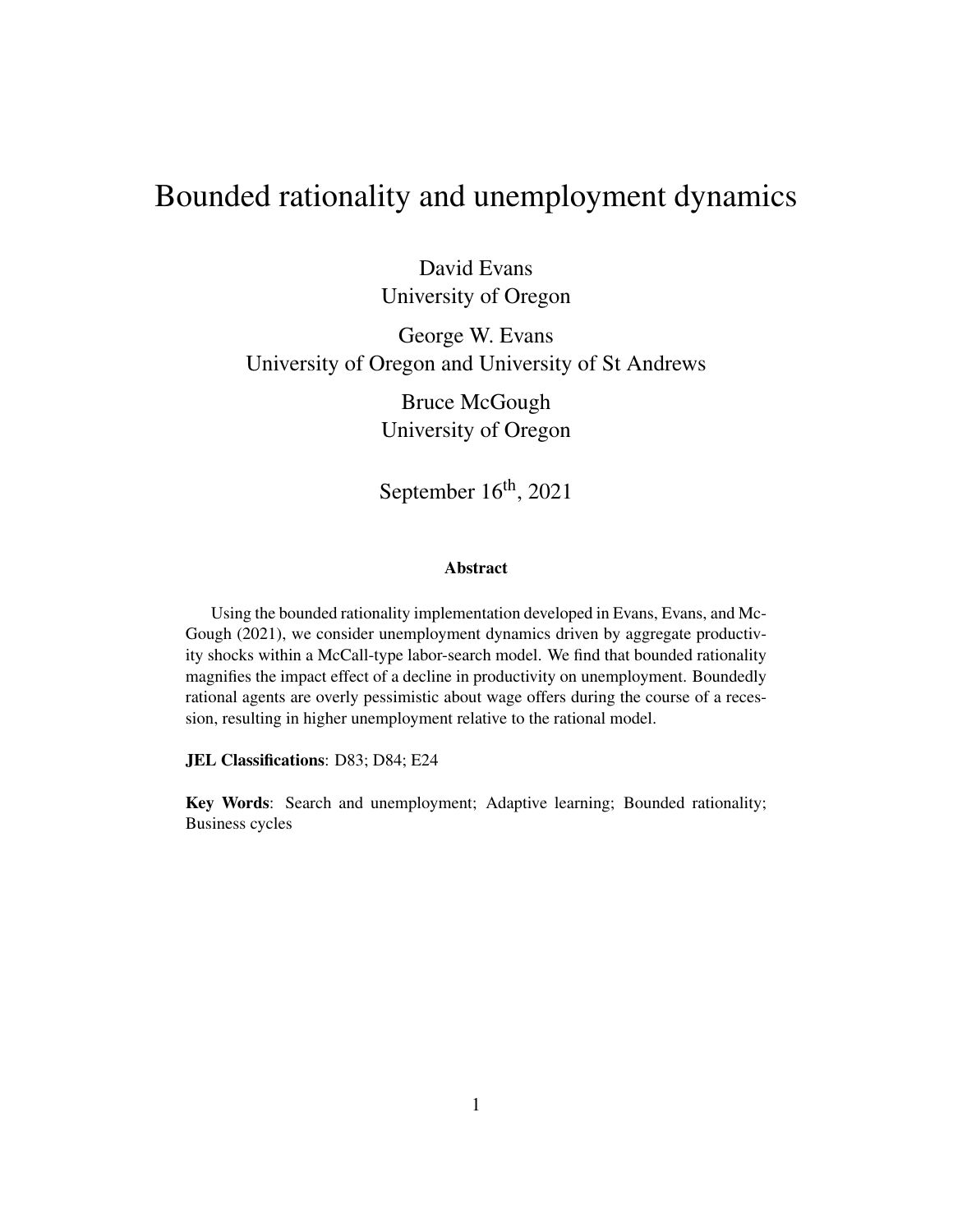# Bounded rationality and unemployment dynamics

David Evans
University of Oregon

George W. Evans
University of Oregon and University of St Andrews

Bruce McGough
University of Oregon

September 16th, 2021

### Abstract

Using the bounded rationality implementation developed in Evans, Evans, and McGough (2021), we consider unemployment dynamics driven by aggregate productivity shocks within a McCall-type labor-search model. We find that bounded rationality magnifies the impact effect of a decline in productivity on unemployment. Boundedly rational agents are overly pessimistic about wage offers during the course of a recession, resulting in higher unemployment relative to the rational model.

**JEL Classifications**: D83; D84; E24

**Key Words**: Search and unemployment; Adaptive learning; Bounded rationality; Business cycles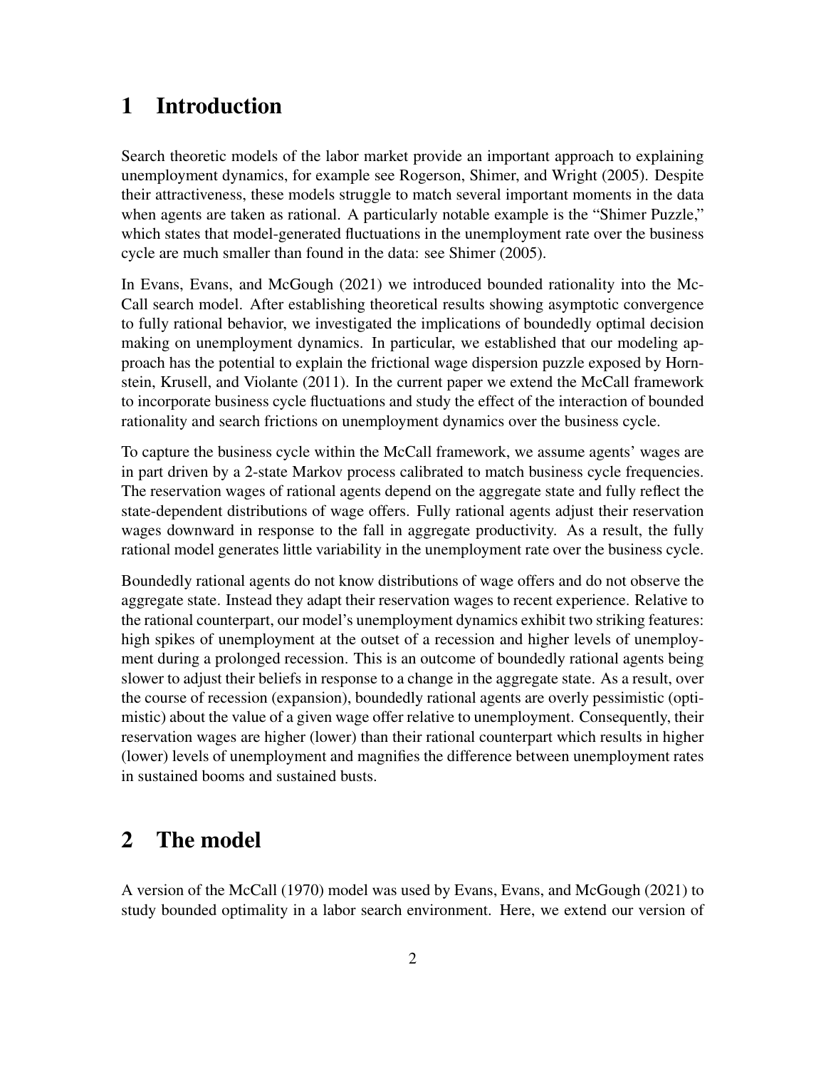# 1 Introduction

Search theoretic models of the labor market provide an important approach to explaining unemployment dynamics, for example see Rogerson, Shimer, and Wright (2005). Despite their attractiveness, these models struggle to match several important moments in the data when agents are taken as rational. A particularly notable example is the "Shimer Puzzle," which states that model-generated fluctuations in the unemployment rate over the business cycle are much smaller than found in the data: see Shimer (2005).

In Evans, Evans, and McGough (2021) we introduced bounded rationality into the McCall search model. After establishing theoretical results showing asymptotic convergence to fully rational behavior, we investigated the implications of boundedly optimal decision making on unemployment dynamics. In particular, we established that our modeling approach has the potential to explain the frictional wage dispersion puzzle exposed by Hornstein, Krusell, and Violante (2011). In the current paper we extend the McCall framework to incorporate business cycle fluctuations and study the effect of the interaction of bounded rationality and search frictions on unemployment dynamics over the business cycle.

To capture the business cycle within the McCall framework, we assume agents' wages are in part driven by a 2-state Markov process calibrated to match business cycle frequencies. The reservation wages of rational agents depend on the aggregate state and fully reflect the state-dependent distributions of wage offers. Fully rational agents adjust their reservation wages downward in response to the fall in aggregate productivity. As a result, the fully rational model generates little variability in the unemployment rate over the business cycle.

Boundedly rational agents do not know distributions of wage offers and do not observe the aggregate state. Instead they adapt their reservation wages to recent experience. Relative to the rational counterpart, our model's unemployment dynamics exhibit two striking features: high spikes of unemployment at the outset of a recession and higher levels of unemployment during a prolonged recession. This is an outcome of boundedly rational agents being slower to adjust their beliefs in response to a change in the aggregate state. As a result, over the course of recession (expansion), boundedly rational agents are overly pessimistic (optimistic) about the value of a given wage offer relative to unemployment. Consequently, their reservation wages are higher (lower) than their rational counterpart which results in higher (lower) levels of unemployment and magnifies the difference between unemployment rates in sustained booms and sustained busts.

# 2 The model

A version of the McCall (1970) model was used by Evans, Evans, and McGough (2021) to study bounded optimality in a labor search environment. Here, we extend our version of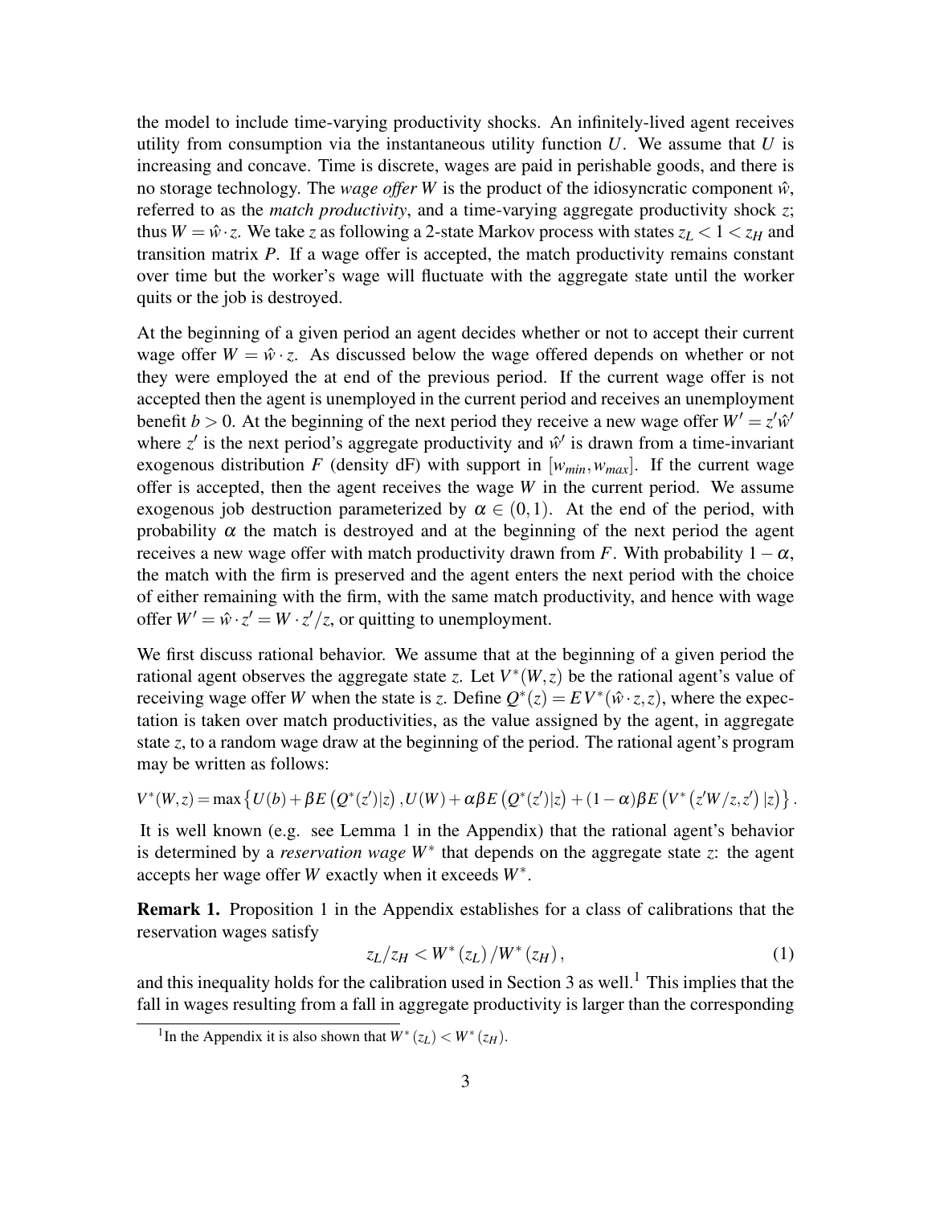the model to include time-varying productivity shocks. An infinitely-lived agent receives utility from consumption via the instantaneous utility function $U$. We assume that $U$ is increasing and concave. Time is discrete, wages are paid in perishable goods, and there is no storage technology. The *wage offer* $W$ is the product of the idiosyncratic component $\hat{w}$, referred to as the *match productivity*, and a time-varying aggregate productivity shock $z$; thus $W = \hat{w} \cdot z$. We take $z$ as following a 2-state Markov process with states $z_L < 1 < z_H$ and transition matrix $P$. If a wage offer is accepted, the match productivity remains constant over time but the worker's wage will fluctuate with the aggregate state until the worker quits or the job is destroyed.

At the beginning of a given period an agent decides whether or not to accept their current wage offer $W = \hat{w} \cdot z$. As discussed below the wage offered depends on whether or not they were employed the at end of the previous period. If the current wage offer is not accepted then the agent is unemployed in the current period and receives an unemployment benefit $b > 0$. At the beginning of the next period they receive a new wage offer $W' = z'\hat{w}'$ where $z'$ is the next period's aggregate productivity and $\hat{w}'$ is drawn from a time-invariant exogenous distribution $F$ (density dF) with support in $[w_{min}, w_{max}]$. If the current wage offer is accepted, then the agent receives the wage $W$ in the current period. We assume exogenous job destruction parameterized by $\alpha \in (0,1)$. At the end of the period, with probability $\alpha$ the match is destroyed and at the beginning of the next period the agent receives a new wage offer with match productivity drawn from $F$. With probability $1-\alpha$, the match with the firm is preserved and the agent enters the next period with the choice of either remaining with the firm, with the same match productivity, and hence with wage offer $W' = \hat{w} \cdot z' = W \cdot z'/z$, or quitting to unemployment.

We first discuss rational behavior. We assume that at the beginning of a given period the rational agent observes the aggregate state $z$. Let $V^*(W,z)$ be the rational agent's value of receiving wage offer $W$ when the state is $z$. Define $Q^*(z) = EV^*(\hat{w} \cdot z, z)$, where the expectation is taken over match productivities, as the value assigned by the agent, in aggregate state $z$, to a random wage draw at the beginning of the period. The rational agent's program may be written as follows:

$$V^*(W,z) = \max\left\{U(b) + \beta E\left(Q^*(z')|z\right), U(W) + \alpha\beta E\left(Q^*(z')|z\right) + (1-\alpha)\beta E\left(V^*\left(z'W/z, z'\right)|z\right)\right\}.$$

It is well known (e.g. see Lemma 1 in the Appendix) that the rational agent's behavior is determined by a *reservation wage* $W^*$ that depends on the aggregate state $z$: the agent accepts her wage offer $W$ exactly when it exceeds $W^*$.

**Remark 1.** Proposition 1 in the Appendix establishes for a class of calibrations that the reservation wages satisfy

$$z_L/z_H < W^*(z_L)/W^*(z_H), \tag{1}$$

and this inequality holds for the calibration used in Section 3 as well.[1] This implies that the fall in wages resulting from a fall in aggregate productivity is larger than the corresponding

[1] In the Appendix it is also shown that $W^*(z_L) < W^*(z_H)$.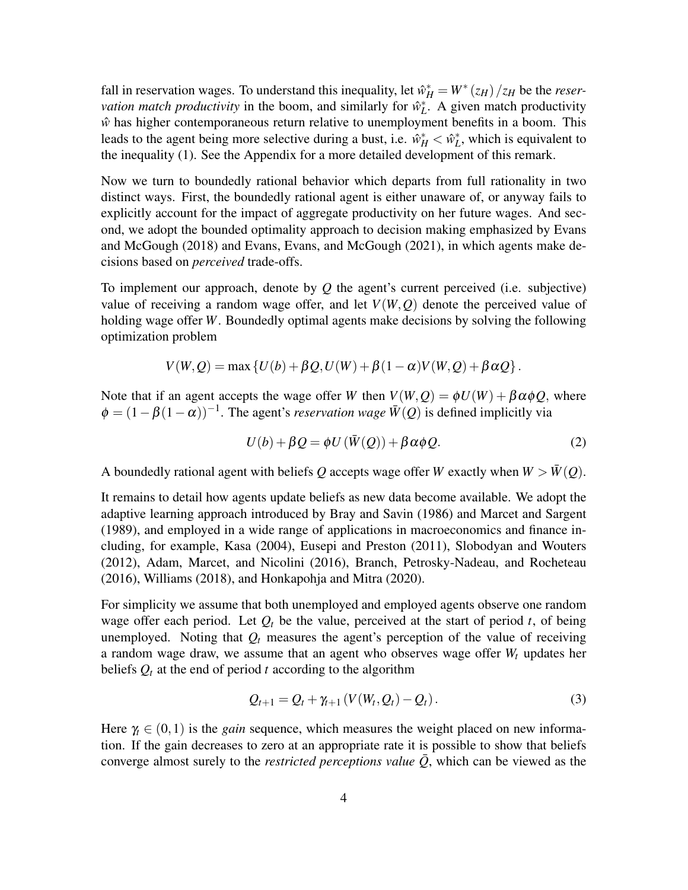fall in reservation wages. To understand this inequality, let $\hat{w}_H^* = W^*(z_H)/z_H$ be the *reservation match productivity* in the boom, and similarly for $\hat{w}_L^*$. A given match productivity $\hat{w}$ has higher contemporaneous return relative to unemployment benefits in a boom. This leads to the agent being more selective during a bust, i.e. $\hat{w}_H^* < \hat{w}_L^*$, which is equivalent to the inequality (1). See the Appendix for a more detailed development of this remark.

Now we turn to boundedly rational behavior which departs from full rationality in two distinct ways. First, the boundedly rational agent is either unaware of, or anyway fails to explicitly account for the impact of aggregate productivity on her future wages. And second, we adopt the bounded optimality approach to decision making emphasized by Evans and McGough (2018) and Evans, Evans, and McGough (2021), in which agents make decisions based on *perceived* trade-offs.

To implement our approach, denote by $Q$ the agent's current perceived (i.e. subjective) value of receiving a random wage offer, and let $V(W,Q)$ denote the perceived value of holding wage offer $W$. Boundedly optimal agents make decisions by solving the following optimization problem

$$V(W,Q) = \max\{U(b) + \beta Q, U(W) + \beta(1-\alpha)V(W,Q) + \beta\alpha Q\}.$$

Note that if an agent accepts the wage offer $W$ then $V(W,Q) = \phi U(W) + \beta\alpha\phi Q$, where $\phi = (1-\beta(1-\alpha))^{-1}$. The agent's *reservation wage* $\bar{W}(Q)$ is defined implicitly via

$$U(b) + \beta Q = \phi U(\bar{W}(Q)) + \beta\alpha\phi Q. \tag{2}$$

A boundedly rational agent with beliefs $Q$ accepts wage offer $W$ exactly when $W > \bar{W}(Q)$.

It remains to detail how agents update beliefs as new data become available. We adopt the adaptive learning approach introduced by Bray and Savin (1986) and Marcet and Sargent (1989), and employed in a wide range of applications in macroeconomics and finance including, for example, Kasa (2004), Eusepi and Preston (2011), Slobodyan and Wouters (2012), Adam, Marcet, and Nicolini (2016), Branch, Petrosky-Nadeau, and Rocheteau (2016), Williams (2018), and Honkapohja and Mitra (2020).

For simplicity we assume that both unemployed and employed agents observe one random wage offer each period. Let $Q_t$ be the value, perceived at the start of period $t$, of being unemployed. Noting that $Q_t$ measures the agent's perception of the value of receiving a random wage draw, we assume that an agent who observes wage offer $W_t$ updates her beliefs $Q_t$ at the end of period $t$ according to the algorithm

$$Q_{t+1} = Q_t + \gamma_{t+1}(V(W_t,Q_t) - Q_t). \tag{3}$$

Here $\gamma_t \in (0,1)$ is the *gain* sequence, which measures the weight placed on new information. If the gain decreases to zero at an appropriate rate it is possible to show that beliefs converge almost surely to the *restricted perceptions value* $\bar{Q}$, which can be viewed as the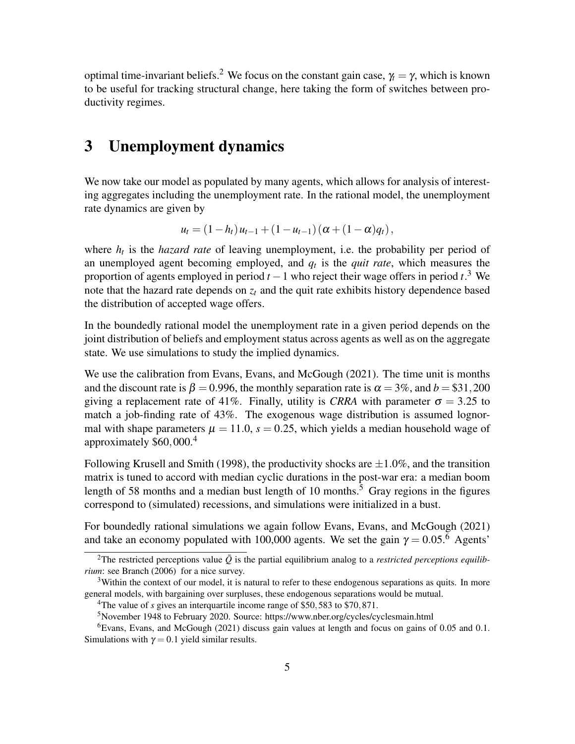optimal time-invariant beliefs.[2] We focus on the constant gain case, $\gamma_t = \gamma$, which is known to be useful for tracking structural change, here taking the form of switches between productivity regimes.

# 3 Unemployment dynamics

We now take our model as populated by many agents, which allows for analysis of interesting aggregates including the unemployment rate. In the rational model, the unemployment rate dynamics are given by

$$u_t = (1 - h_t)\, u_{t-1} + (1 - u_{t-1})\,(\alpha + (1 - \alpha) q_t)\,,$$

where $h_t$ is the *hazard rate* of leaving unemployment, i.e. the probability per period of an unemployed agent becoming employed, and $q_t$ is the *quit rate*, which measures the proportion of agents employed in period $t-1$ who reject their wage offers in period $t$.[3] We note that the hazard rate depends on $z_t$ and the quit rate exhibits history dependence based the distribution of accepted wage offers.

In the boundedly rational model the unemployment rate in a given period depends on the joint distribution of beliefs and employment status across agents as well as on the aggregate state. We use simulations to study the implied dynamics.

We use the calibration from Evans, Evans, and McGough (2021). The time unit is months and the discount rate is $\beta = 0.996$, the monthly separation rate is $\alpha = 3\%$, and $b = \$31,200$ giving a replacement rate of 41%. Finally, utility is *CRRA* with parameter $\sigma = 3.25$ to match a job-finding rate of 43%. The exogenous wage distribution is assumed lognormal with shape parameters $\mu = 11.0$, $s = 0.25$, which yields a median household wage of approximately \$60,000.[4]

Following Krusell and Smith (1998), the productivity shocks are $\pm 1.0\%$, and the transition matrix is tuned to accord with median cyclic durations in the post-war era: a median boom length of 58 months and a median bust length of 10 months.[5] Gray regions in the figures correspond to (simulated) recessions, and simulations were initialized in a bust.

For boundedly rational simulations we again follow Evans, Evans, and McGough (2021) and take an economy populated with 100,000 agents. We set the gain $\gamma = 0.05$.[6] Agents'

---

[2] The restricted perceptions value $\bar{Q}$ is the partial equilibrium analog to a *restricted perceptions equilibrium*: see Branch (2006) for a nice survey.

[3] Within the context of our model, it is natural to refer to these endogenous separations as quits. In more general models, with bargaining over surpluses, these endogenous separations would be mutual.

[4] The value of $s$ gives an interquartile income range of \$50,583 to \$70,871.

[5] November 1948 to February 2020. Source: https://www.nber.org/cycles/cyclesmain.html

[6] Evans, Evans, and McGough (2021) discuss gain values at length and focus on gains of 0.05 and 0.1. Simulations with $\gamma = 0.1$ yield similar results.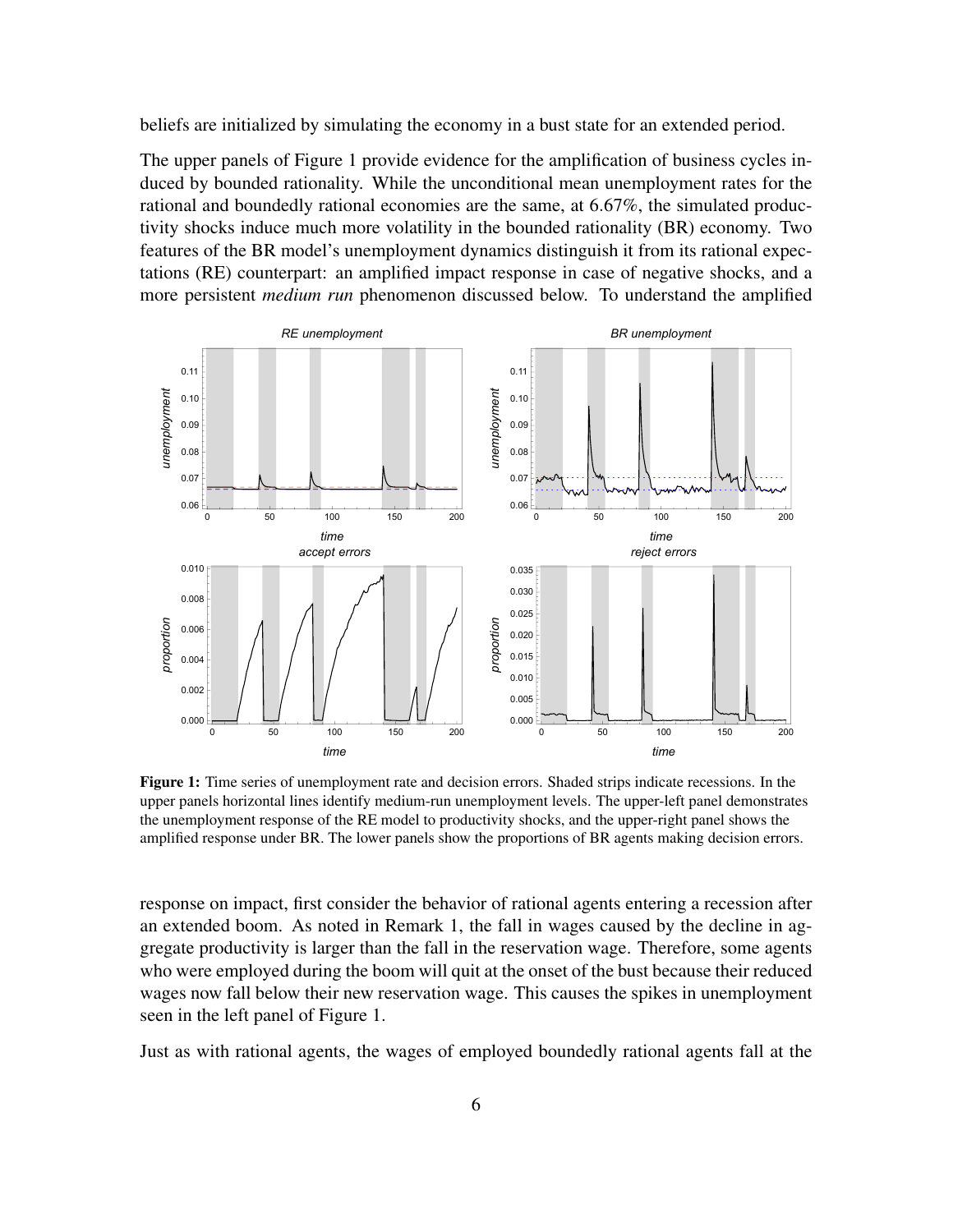beliefs are initialized by simulating the economy in a bust state for an extended period.

The upper panels of Figure 1 provide evidence for the amplification of business cycles induced by bounded rationality. While the unconditional mean unemployment rates for the rational and boundedly rational economies are the same, at 6.67%, the simulated productivity shocks induce much more volatility in the bounded rationality (BR) economy. Two features of the BR model's unemployment dynamics distinguish it from its rational expectations (RE) counterpart: an amplified impact response in case of negative shocks, and a more persistent *medium run* phenomenon discussed below. To understand the amplified

**Figure 1:** Time series of unemployment rate and decision errors. Shaded strips indicate recessions. In the upper panels horizontal lines identify medium-run unemployment levels. The upper-left panel demonstrates the unemployment response of the RE model to productivity shocks, and the upper-right panel shows the amplified response under BR. The lower panels show the proportions of BR agents making decision errors.

response on impact, first consider the behavior of rational agents entering a recession after an extended boom. As noted in Remark 1, the fall in wages caused by the decline in aggregate productivity is larger than the fall in the reservation wage. Therefore, some agents who were employed during the boom will quit at the onset of the bust because their reduced wages now fall below their new reservation wage. This causes the spikes in unemployment seen in the left panel of Figure 1.

Just as with rational agents, the wages of employed boundedly rational agents fall at the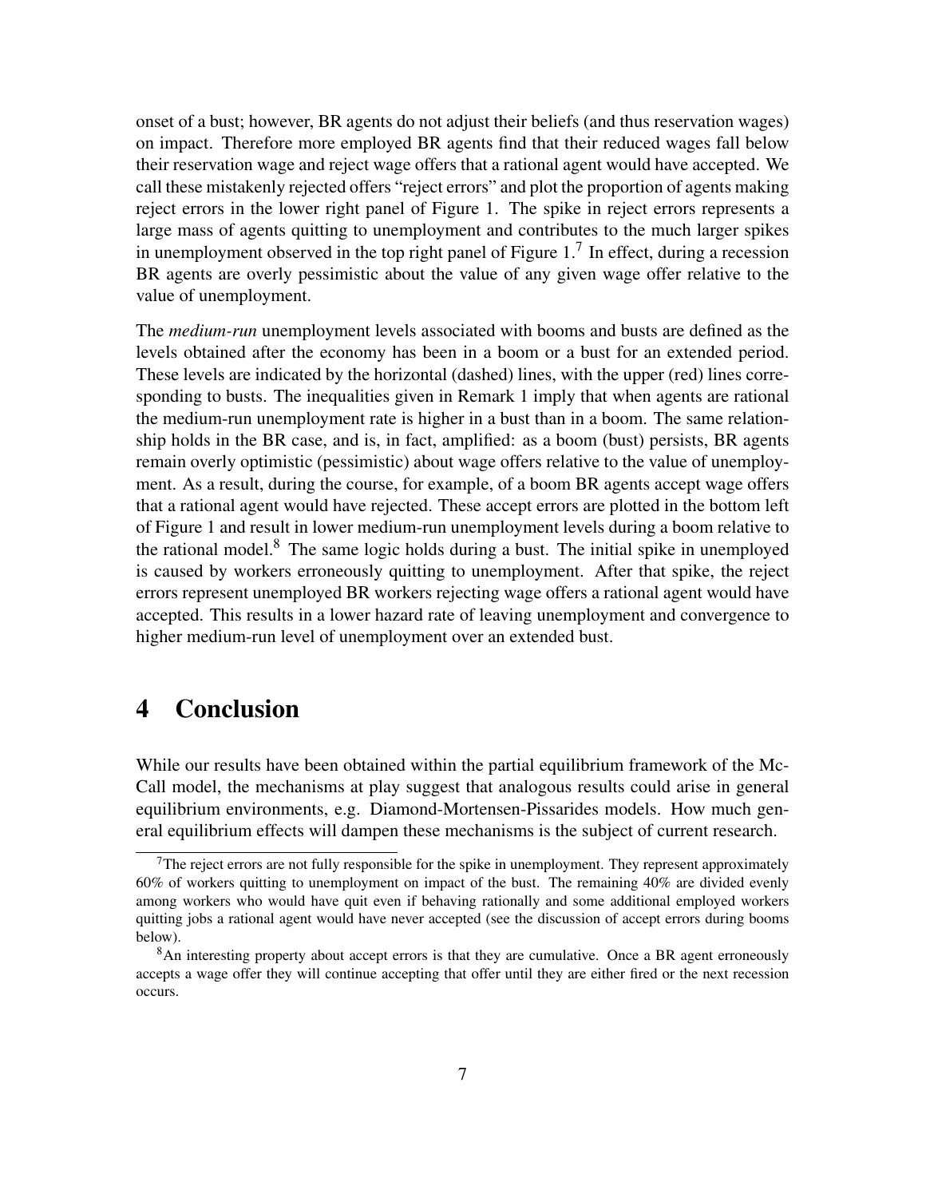onset of a bust; however, BR agents do not adjust their beliefs (and thus reservation wages) on impact. Therefore more employed BR agents find that their reduced wages fall below their reservation wage and reject wage offers that a rational agent would have accepted. We call these mistakenly rejected offers "reject errors" and plot the proportion of agents making reject errors in the lower right panel of Figure 1. The spike in reject errors represents a large mass of agents quitting to unemployment and contributes to the much larger spikes in unemployment observed in the top right panel of Figure 1.[7] In effect, during a recession BR agents are overly pessimistic about the value of any given wage offer relative to the value of unemployment.

The *medium-run* unemployment levels associated with booms and busts are defined as the levels obtained after the economy has been in a boom or a bust for an extended period. These levels are indicated by the horizontal (dashed) lines, with the upper (red) lines corresponding to busts. The inequalities given in Remark 1 imply that when agents are rational the medium-run unemployment rate is higher in a bust than in a boom. The same relationship holds in the BR case, and is, in fact, amplified: as a boom (bust) persists, BR agents remain overly optimistic (pessimistic) about wage offers relative to the value of unemployment. As a result, during the course, for example, of a boom BR agents accept wage offers that a rational agent would have rejected. These accept errors are plotted in the bottom left of Figure 1 and result in lower medium-run unemployment levels during a boom relative to the rational model.[8] The same logic holds during a bust. The initial spike in unemployed is caused by workers erroneously quitting to unemployment. After that spike, the reject errors represent unemployed BR workers rejecting wage offers a rational agent would have accepted. This results in a lower hazard rate of leaving unemployment and convergence to higher medium-run level of unemployment over an extended bust.

# 4 Conclusion

While our results have been obtained within the partial equilibrium framework of the McCall model, the mechanisms at play suggest that analogous results could arise in general equilibrium environments, e.g. Diamond-Mortensen-Pissarides models. How much general equilibrium effects will dampen these mechanisms is the subject of current research.

---

[7] The reject errors are not fully responsible for the spike in unemployment. They represent approximately 60% of workers quitting to unemployment on impact of the bust. The remaining 40% are divided evenly among workers who would have quit even if behaving rationally and some additional employed workers quitting jobs a rational agent would have never accepted (see the discussion of accept errors during booms below).

[8] An interesting property about accept errors is that they are cumulative. Once a BR agent erroneously accepts a wage offer they will continue accepting that offer until they are either fired or the next recession occurs.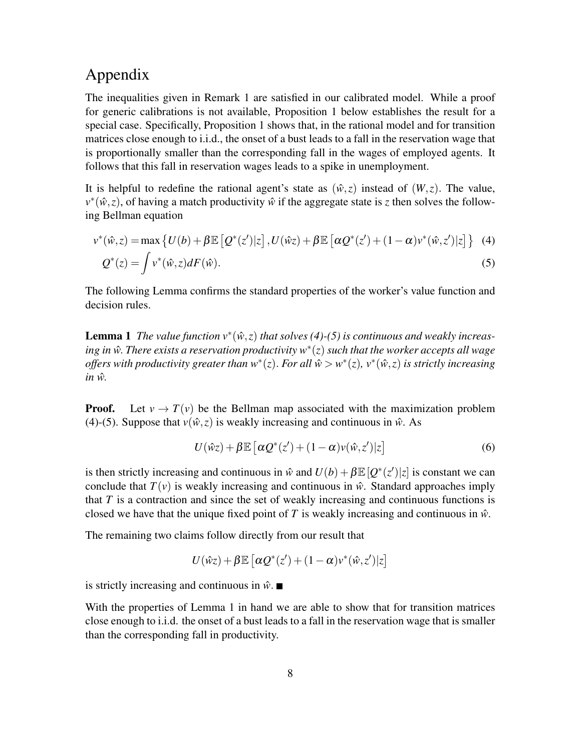# Appendix

The inequalities given in Remark 1 are satisfied in our calibrated model. While a proof for generic calibrations is not available, Proposition 1 below establishes the result for a special case. Specifically, Proposition 1 shows that, in the rational model and for transition matrices close enough to i.i.d., the onset of a bust leads to a fall in the reservation wage that is proportionally smaller than the corresponding fall in the wages of employed agents. It follows that this fall in reservation wages leads to a spike in unemployment.

It is helpful to redefine the rational agent's state as $(\hat{w}, z)$ instead of $(W, z)$. The value, $v^*(\hat{w}, z)$, of having a match productivity $\hat{w}$ if the aggregate state is $z$ then solves the following Bellman equation

$$v^*(\hat{w}, z) = \max\left\{U(b) + \beta \mathbb{E}\left[Q^*(z')|z\right], U(\hat{w}z) + \beta \mathbb{E}\left[\alpha Q^*(z') + (1-\alpha) v^*(\hat{w}, z')|z\right]\right\} \quad (4)$$

$$Q^*(z) = \int v^*(\hat{w}, z) dF(\hat{w}). \quad (5)$$

The following Lemma confirms the standard properties of the worker's value function and decision rules.

**Lemma 1** *The value function $v^*(\hat{w}, z)$ that solves (4)-(5) is continuous and weakly increasing in $\hat{w}$. There exists a reservation productivity $w^*(z)$ such that the worker accepts all wage offers with productivity greater than $w^*(z)$. For all $\hat{w} > w^*(z)$, $v^*(\hat{w}, z)$ is strictly increasing in $\hat{w}$.*

**Proof.** Let $v \to T(v)$ be the Bellman map associated with the maximization problem (4)-(5). Suppose that $v(\hat{w}, z)$ is weakly increasing and continuous in $\hat{w}$. As

$$U(\hat{w}z) + \beta \mathbb{E}\left[\alpha Q^*(z') + (1-\alpha) v(\hat{w}, z')|z\right] \quad (6)$$

is then strictly increasing and continuous in $\hat{w}$ and $U(b) + \beta \mathbb{E}\left[Q^*(z')|z\right]$ is constant we can conclude that $T(v)$ is weakly increasing and continuous in $\hat{w}$. Standard approaches imply that $T$ is a contraction and since the set of weakly increasing and continuous functions is closed we have that the unique fixed point of $T$ is weakly increasing and continuous in $\hat{w}$.

The remaining two claims follow directly from our result that

$$U(\hat{w}z) + \beta \mathbb{E}\left[\alpha Q^*(z') + (1-\alpha) v^*(\hat{w}, z')|z\right]$$

is strictly increasing and continuous in $\hat{w}$. ■

With the properties of Lemma 1 in hand we are able to show that for transition matrices close enough to i.i.d. the onset of a bust leads to a fall in the reservation wage that is smaller than the corresponding fall in productivity.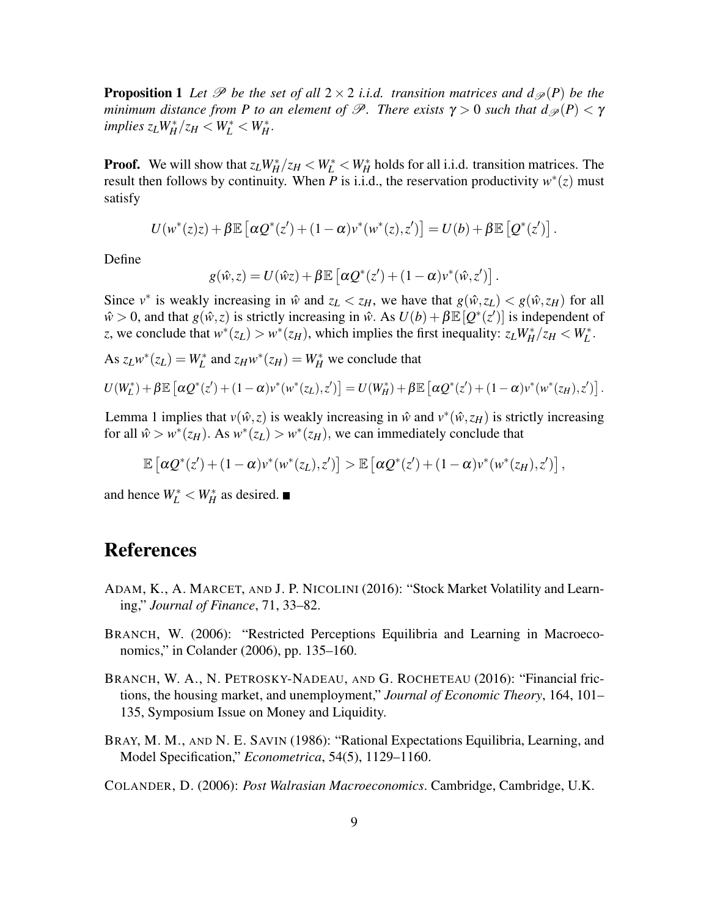**Proposition 1** *Let $\mathscr{P}$ be the set of all $2 \times 2$ i.i.d. transition matrices and $d_{\mathscr{P}}(P)$ be the minimum distance from P to an element of $\mathscr{P}$. There exists $\gamma > 0$ such that $d_{\mathscr{P}}(P) < \gamma$ implies $z_L W_H^*/z_H < W_L^* < W_H^*$.*

**Proof.** We will show that $z_L W_H^*/z_H < W_L^* < W_H^*$ holds for all i.i.d. transition matrices. The result then follows by continuity. When $P$ is i.i.d., the reservation productivity $w^*(z)$ must satisfy

$$U(w^*(z)z) + \beta \mathbb{E}\left[\alpha Q^*(z') + (1-\alpha)v^*(w^*(z), z')\right] = U(b) + \beta \mathbb{E}\left[Q^*(z')\right].$$

Define

$$g(\hat{w}, z) = U(\hat{w}z) + \beta \mathbb{E}\left[\alpha Q^*(z') + (1-\alpha)v^*(\hat{w}, z')\right].$$

Since $v^*$ is weakly increasing in $\hat{w}$ and $z_L < z_H$, we have that $g(\hat{w}, z_L) < g(\hat{w}, z_H)$ for all $\hat{w} > 0$, and that $g(\hat{w}, z)$ is strictly increasing in $\hat{w}$. As $U(b) + \beta \mathbb{E}[Q^*(z')]$ is independent of $z$, we conclude that $w^*(z_L) > w^*(z_H)$, which implies the first inequality: $z_L W_H^*/z_H < W_L^*$.

As $z_L w^*(z_L) = W_L^*$ and $z_H w^*(z_H) = W_H^*$ we conclude that

$$U(W_L^*) + \beta \mathbb{E}\left[\alpha Q^*(z') + (1-\alpha)v^*(w^*(z_L), z')\right] = U(W_H^*) + \beta \mathbb{E}\left[\alpha Q^*(z') + (1-\alpha)v^*(w^*(z_H), z')\right].$$

Lemma 1 implies that $v(\hat{w}, z)$ is weakly increasing in $\hat{w}$ and $v^*(\hat{w}, z_H)$ is strictly increasing for all $\hat{w} > w^*(z_H)$. As $w^*(z_L) > w^*(z_H)$, we can immediately conclude that

$$\mathbb{E}\left[\alpha Q^*(z') + (1-\alpha)v^*(w^*(z_L), z')\right] > \mathbb{E}\left[\alpha Q^*(z') + (1-\alpha)v^*(w^*(z_H), z')\right],$$

and hence $W_L^* < W_H^*$ as desired. ■

# References

Adam, K., A. Marcet, and J. P. Nicolini (2016): "Stock Market Volatility and Learning," *Journal of Finance*, 71, 33–82.

Branch, W. (2006): "Restricted Perceptions Equilibria and Learning in Macroeconomics," in Colander (2006), pp. 135–160.

Branch, W. A., N. Petrosky-Nadeau, and G. Rocheteau (2016): "Financial frictions, the housing market, and unemployment," *Journal of Economic Theory*, 164, 101–135, Symposium Issue on Money and Liquidity.

Bray, M. M., and N. E. Savin (1986): "Rational Expectations Equilibria, Learning, and Model Specification," *Econometrica*, 54(5), 1129–1160.

Colander, D. (2006): *Post Walrasian Macroeconomics*. Cambridge, Cambridge, U.K.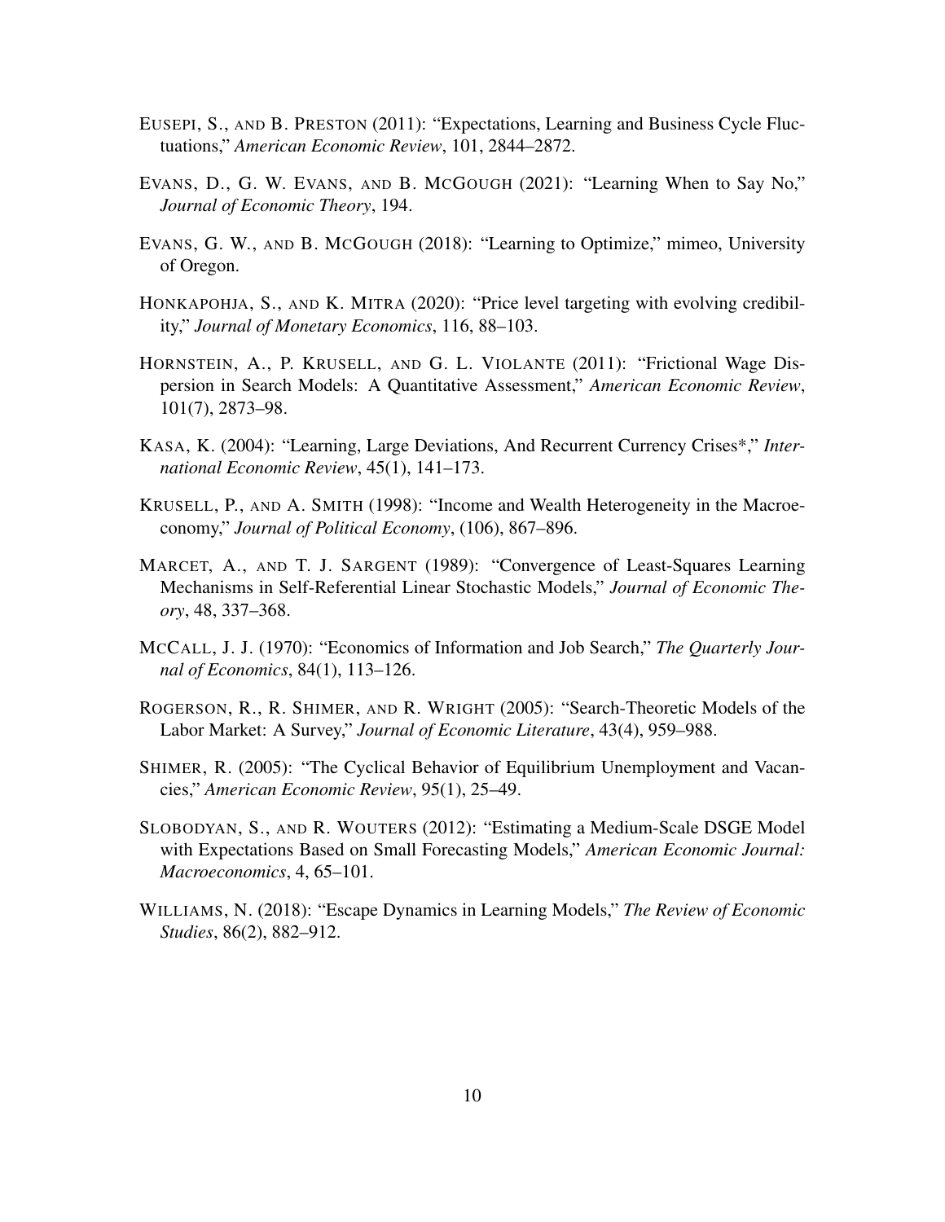EUSEPI, S., AND B. PRESTON (2011): "Expectations, Learning and Business Cycle Fluctuations," *American Economic Review*, 101, 2844–2872.

EVANS, D., G. W. EVANS, AND B. MCGOUGH (2021): "Learning When to Say No," *Journal of Economic Theory*, 194.

EVANS, G. W., AND B. MCGOUGH (2018): "Learning to Optimize," mimeo, University of Oregon.

HONKAPOHJA, S., AND K. MITRA (2020): "Price level targeting with evolving credibility," *Journal of Monetary Economics*, 116, 88–103.

HORNSTEIN, A., P. KRUSELL, AND G. L. VIOLANTE (2011): "Frictional Wage Dispersion in Search Models: A Quantitative Assessment," *American Economic Review*, 101(7), 2873–98.

KASA, K. (2004): "Learning, Large Deviations, And Recurrent Currency Crises*," *International Economic Review*, 45(1), 141–173.

KRUSELL, P., AND A. SMITH (1998): "Income and Wealth Heterogeneity in the Macroeconomy," *Journal of Political Economy*, (106), 867–896.

MARCET, A., AND T. J. SARGENT (1989): "Convergence of Least-Squares Learning Mechanisms in Self-Referential Linear Stochastic Models," *Journal of Economic Theory*, 48, 337–368.

MCCALL, J. J. (1970): "Economics of Information and Job Search," *The Quarterly Journal of Economics*, 84(1), 113–126.

ROGERSON, R., R. SHIMER, AND R. WRIGHT (2005): "Search-Theoretic Models of the Labor Market: A Survey," *Journal of Economic Literature*, 43(4), 959–988.

SHIMER, R. (2005): "The Cyclical Behavior of Equilibrium Unemployment and Vacancies," *American Economic Review*, 95(1), 25–49.

SLOBODYAN, S., AND R. WOUTERS (2012): "Estimating a Medium-Scale DSGE Model with Expectations Based on Small Forecasting Models," *American Economic Journal: Macroeconomics*, 4, 65–101.

WILLIAMS, N. (2018): "Escape Dynamics in Learning Models," *The Review of Economic Studies*, 86(2), 882–912.